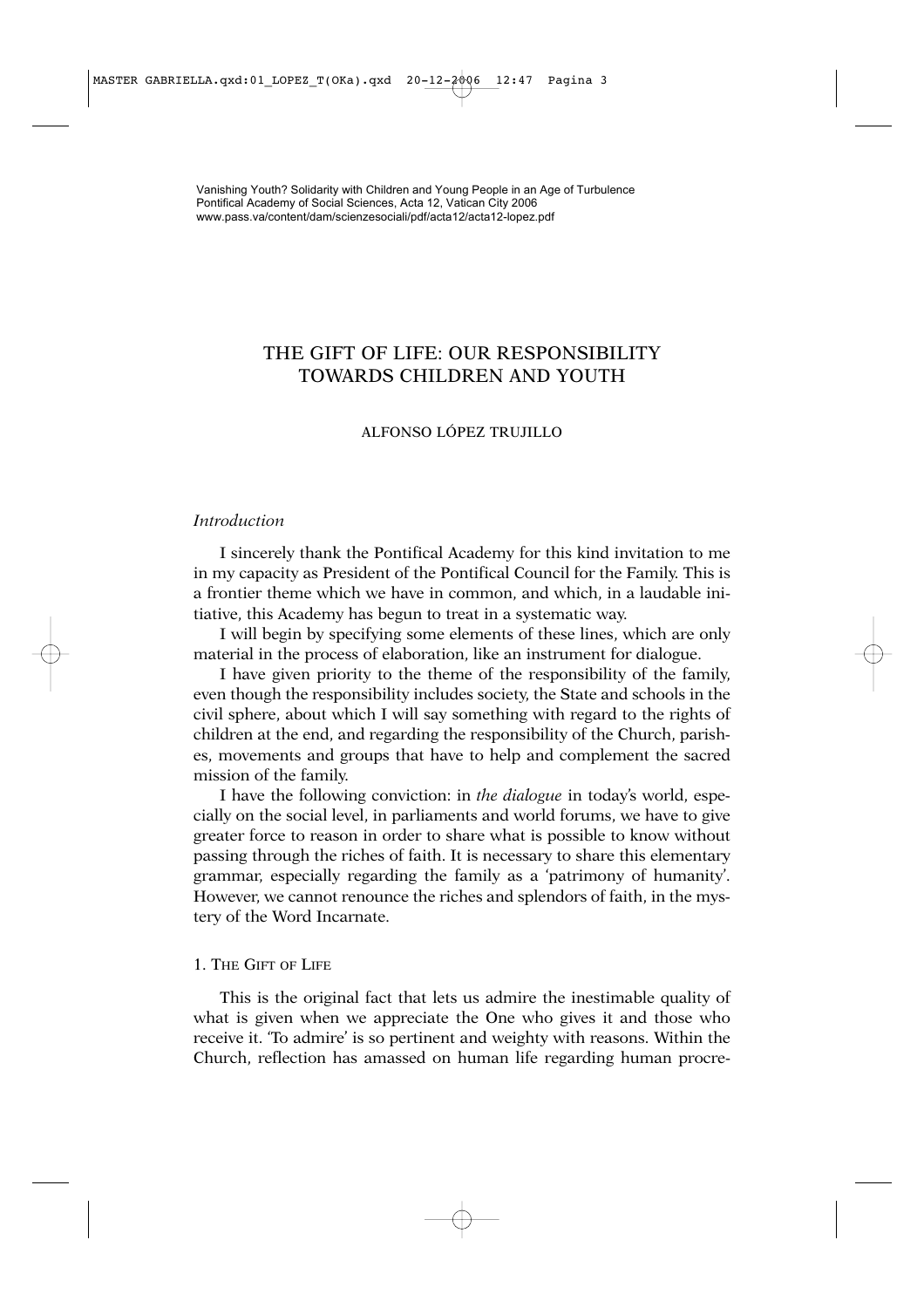Vanishing Youth? Solidarity with Children and Young People in an Age of Turbulence
Pontifical Academy of Social Sciences, Acta 12, Vatican City 2006
www.pass.va/content/dam/scienzesociali/pdf/acta12/acta12-lopez.pdf

# THE GIFT OF LIFE: OUR RESPONSIBILITY TOWARDS CHILDREN AND YOUTH

ALFONSO LÓPEZ TRUJILLO

## *Introduction*

I sincerely thank the Pontifical Academy for this kind invitation to me in my capacity as President of the Pontifical Council for the Family. This is a frontier theme which we have in common, and which, in a laudable initiative, this Academy has begun to treat in a systematic way.

I will begin by specifying some elements of these lines, which are only material in the process of elaboration, like an instrument for dialogue.

I have given priority to the theme of the responsibility of the family, even though the responsibility includes society, the State and schools in the civil sphere, about which I will say something with regard to the rights of children at the end, and regarding the responsibility of the Church, parishes, movements and groups that have to help and complement the sacred mission of the family.

I have the following conviction: in *the dialogue* in today's world, especially on the social level, in parliaments and world forums, we have to give greater force to reason in order to share what is possible to know without passing through the riches of faith. It is necessary to share this elementary grammar, especially regarding the family as a 'patrimony of humanity'. However, we cannot renounce the riches and splendors of faith, in the mystery of the Word Incarnate.

## 1. THE GIFT OF LIFE

This is the original fact that lets us admire the inestimable quality of what is given when we appreciate the One who gives it and those who receive it. 'To admire' is so pertinent and weighty with reasons. Within the Church, reflection has amassed on human life regarding human procre-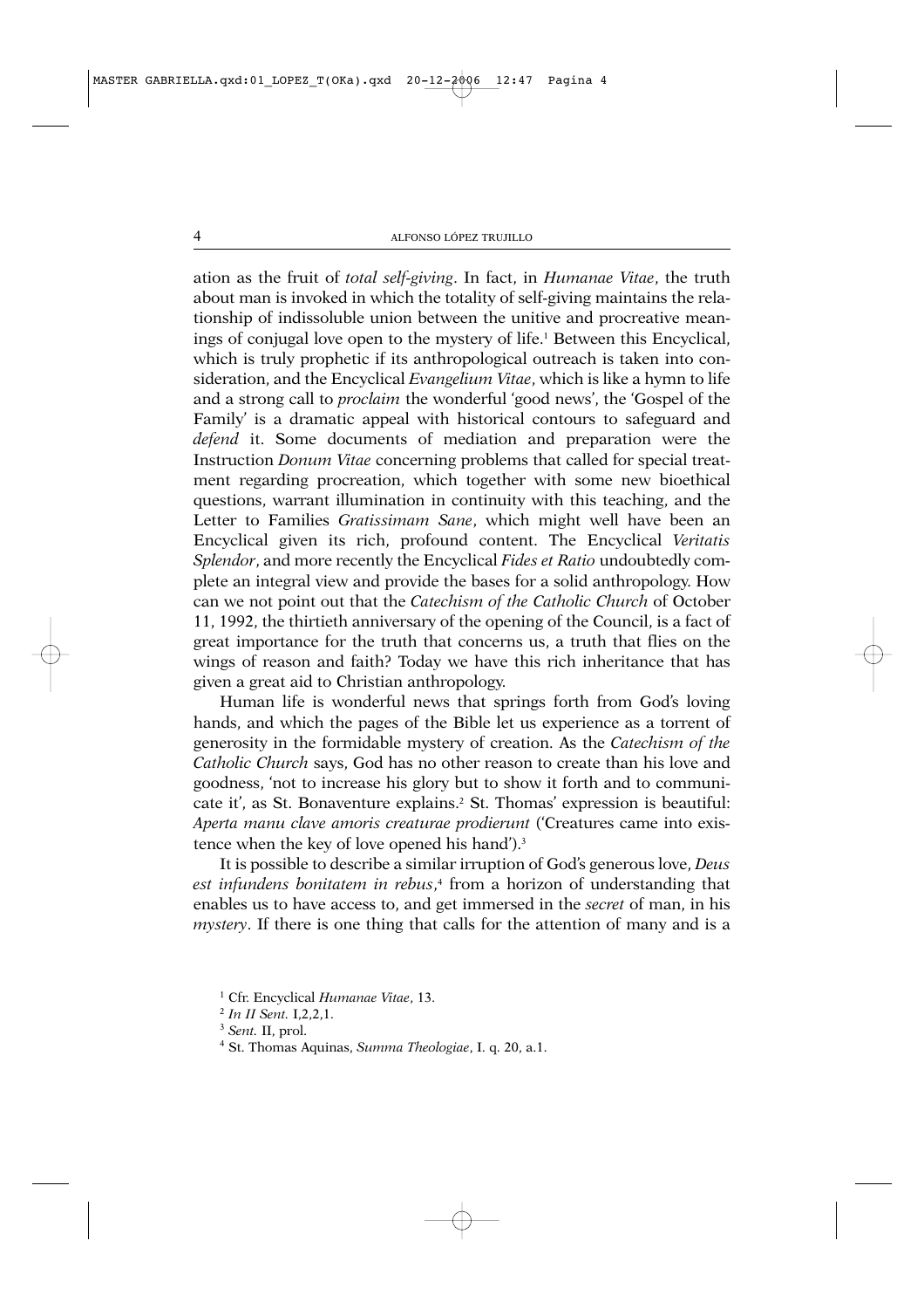ation as the fruit of *total self-giving*. In fact, in *Humanae Vitae*, the truth about man is invoked in which the totality of self-giving maintains the relationship of indissoluble union between the unitive and procreative meanings of conjugal love open to the mystery of life.[1] Between this Encyclical, which is truly prophetic if its anthropological outreach is taken into consideration, and the Encyclical *Evangelium Vitae*, which is like a hymn to life and a strong call to *proclaim* the wonderful 'good news', the 'Gospel of the Family' is a dramatic appeal with historical contours to safeguard and *defend* it. Some documents of mediation and preparation were the Instruction *Donum Vitae* concerning problems that called for special treatment regarding procreation, which together with some new bioethical questions, warrant illumination in continuity with this teaching, and the Letter to Families *Gratissimam Sane*, which might well have been an Encyclical given its rich, profound content. The Encyclical *Veritatis Splendor*, and more recently the Encyclical *Fides et Ratio* undoubtedly complete an integral view and provide the bases for a solid anthropology. How can we not point out that the *Catechism of the Catholic Church* of October 11, 1992, the thirtieth anniversary of the opening of the Council, is a fact of great importance for the truth that concerns us, a truth that flies on the wings of reason and faith? Today we have this rich inheritance that has given a great aid to Christian anthropology.

Human life is wonderful news that springs forth from God's loving hands, and which the pages of the Bible let us experience as a torrent of generosity in the formidable mystery of creation. As the *Catechism of the Catholic Church* says, God has no other reason to create than his love and goodness, 'not to increase his glory but to show it forth and to communicate it', as St. Bonaventure explains.[2] St. Thomas' expression is beautiful: *Aperta manu clave amoris creaturae prodierunt* ('Creatures came into existence when the key of love opened his hand').[3]

It is possible to describe a similar irruption of God's generous love, *Deus est infundens bonitatem in rebus*,[4] from a horizon of understanding that enables us to have access to, and get immersed in the *secret* of man, in his *mystery*. If there is one thing that calls for the attention of many and is a

[1] Cfr. Encyclical *Humanae Vitae*, 13.

[2] *In II Sent.* I,2,2,1.

[3] *Sent.* II, prol.

[4] St. Thomas Aquinas, *Summa Theologiae*, I. q. 20, a.1.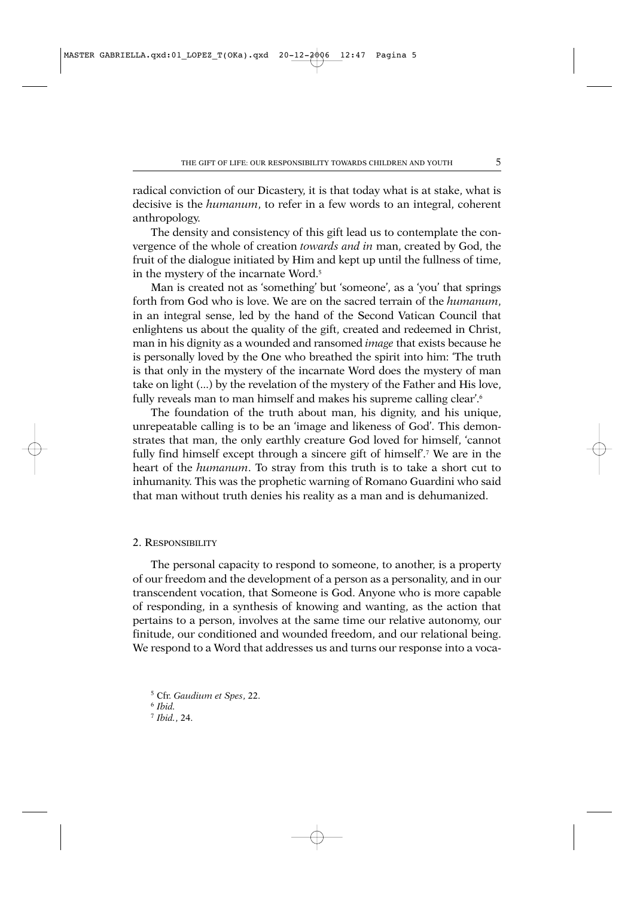radical conviction of our Dicastery, it is that today what is at stake, what is decisive is the *humanum*, to refer in a few words to an integral, coherent anthropology.

The density and consistency of this gift lead us to contemplate the convergence of the whole of creation *towards and in* man, created by God, the fruit of the dialogue initiated by Him and kept up until the fullness of time, in the mystery of the incarnate Word.[5]

Man is created not as 'something' but 'someone', as a 'you' that springs forth from God who is love. We are on the sacred terrain of the *humanum*, in an integral sense, led by the hand of the Second Vatican Council that enlightens us about the quality of the gift, created and redeemed in Christ, man in his dignity as a wounded and ransomed *image* that exists because he is personally loved by the One who breathed the spirit into him: 'The truth is that only in the mystery of the incarnate Word does the mystery of man take on light (...) by the revelation of the mystery of the Father and His love, fully reveals man to man himself and makes his supreme calling clear'.[6]

The foundation of the truth about man, his dignity, and his unique, unrepeatable calling is to be an 'image and likeness of God'. This demonstrates that man, the only earthly creature God loved for himself, 'cannot fully find himself except through a sincere gift of himself'.[7] We are in the heart of the *humanum*. To stray from this truth is to take a short cut to inhumanity. This was the prophetic warning of Romano Guardini who said that man without truth denies his reality as a man and is dehumanized.

## 2. Responsibility

The personal capacity to respond to someone, to another, is a property of our freedom and the development of a person as a personality, and in our transcendent vocation, that Someone is God. Anyone who is more capable of responding, in a synthesis of knowing and wanting, as the action that pertains to a person, involves at the same time our relative autonomy, our finitude, our conditioned and wounded freedom, and our relational being. We respond to a Word that addresses us and turns our response into a voca-

[5] Cfr. *Gaudium et Spes*, 22.

[6] *Ibid.*

[7] *Ibid.*, 24.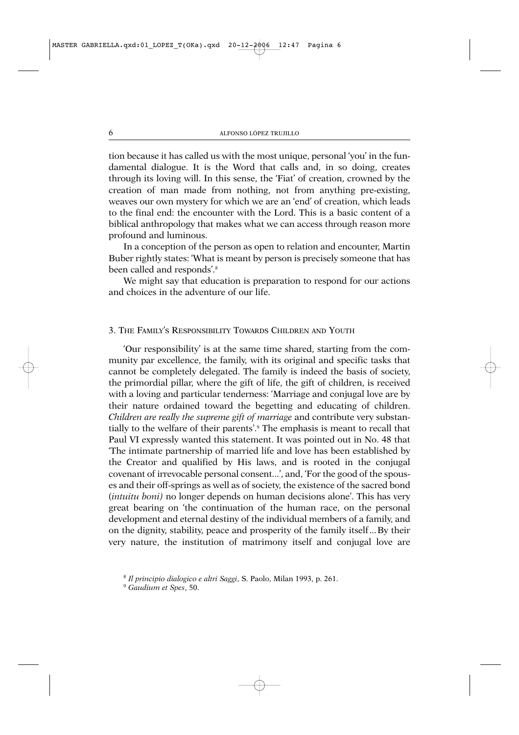tion because it has called us with the most unique, personal 'you' in the fundamental dialogue. It is the Word that calls and, in so doing, creates through its loving will. In this sense, the 'Fiat' of creation, crowned by the creation of man made from nothing, not from anything pre-existing, weaves our own mystery for which we are an 'end' of creation, which leads to the final end: the encounter with the Lord. This is a basic content of a biblical anthropology that makes what we can access through reason more profound and luminous.

In a conception of the person as open to relation and encounter, Martin Buber rightly states: 'What is meant by person is precisely someone that has been called and responds'.[8]

We might say that education is preparation to respond for our actions and choices in the adventure of our life.

## 3. The Family's Responsibility Towards Children and Youth

'Our responsibility' is at the same time shared, starting from the community par excellence, the family, with its original and specific tasks that cannot be completely delegated. The family is indeed the basis of society, the primordial pillar, where the gift of life, the gift of children, is received with a loving and particular tenderness: 'Marriage and conjugal love are by their nature ordained toward the begetting and educating of children. *Children are really the supreme gift of marriage* and contribute very substantially to the welfare of their parents'.[9] The emphasis is meant to recall that Paul VI expressly wanted this statement. It was pointed out in No. 48 that 'The intimate partnership of married life and love has been established by the Creator and qualified by His laws, and is rooted in the conjugal covenant of irrevocable personal consent...', and, 'For the good of the spouses and their off-springs as well as of society, the existence of the sacred bond (*intuitu boni)* no longer depends on human decisions alone'. This has very great bearing on 'the continuation of the human race, on the personal development and eternal destiny of the individual members of a family, and on the dignity, stability, peace and prosperity of the family itself... By their very nature, the institution of matrimony itself and conjugal love are

[8] *Il principio dialogico e altri Saggi*, S. Paolo, Milan 1993, p. 261.

[9] *Gaudium et Spes*, 50.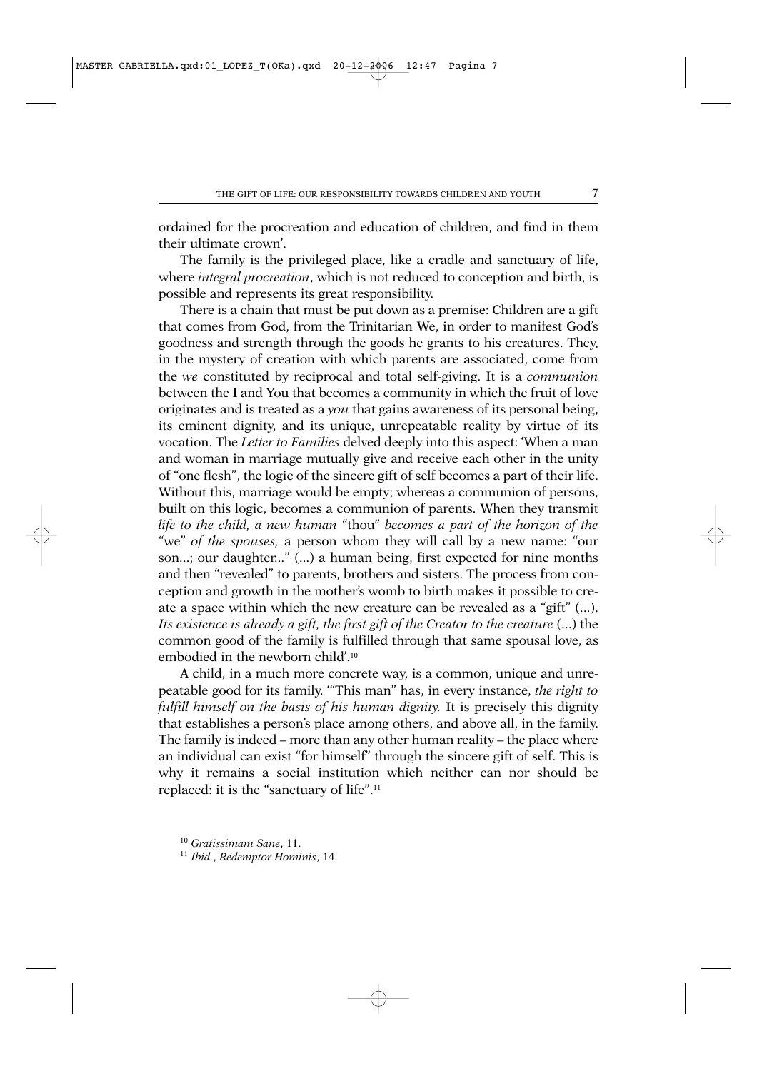ordained for the procreation and education of children, and find in them their ultimate crown'.

The family is the privileged place, like a cradle and sanctuary of life, where *integral procreation*, which is not reduced to conception and birth, is possible and represents its great responsibility.

There is a chain that must be put down as a premise: Children are a gift that comes from God, from the Trinitarian We, in order to manifest God's goodness and strength through the goods he grants to his creatures. They, in the mystery of creation with which parents are associated, come from the *we* constituted by reciprocal and total self-giving. It is a *communion* between the I and You that becomes a community in which the fruit of love originates and is treated as a *you* that gains awareness of its personal being, its eminent dignity, and its unique, unrepeatable reality by virtue of its vocation. The *Letter to Families* delved deeply into this aspect: 'When a man and woman in marriage mutually give and receive each other in the unity of "one flesh", the logic of the sincere gift of self becomes a part of their life. Without this, marriage would be empty; whereas a communion of persons, built on this logic, becomes a communion of parents. When they transmit *life to the child, a new human* "thou" *becomes a part of the horizon of the* "we" *of the spouses,* a person whom they will call by a new name: "our son...; our daughter..." (...) a human being, first expected for nine months and then "revealed" to parents, brothers and sisters. The process from conception and growth in the mother's womb to birth makes it possible to create a space within which the new creature can be revealed as a "gift" (...). *Its existence is already a gift, the first gift of the Creator to the creature* (...) the common good of the family is fulfilled through that same spousal love, as embodied in the newborn child'.[10]

A child, in a much more concrete way, is a common, unique and unrepeatable good for its family. '"This man" has, in every instance, *the right to fulfill himself on the basis of his human dignity.* It is precisely this dignity that establishes a person's place among others, and above all, in the family. The family is indeed – more than any other human reality – the place where an individual can exist "for himself" through the sincere gift of self. This is why it remains a social institution which neither can nor should be replaced: it is the "sanctuary of life".[11]

[10] *Gratissimam Sane*, 11.

[11] *Ibid.*, *Redemptor Hominis*, 14.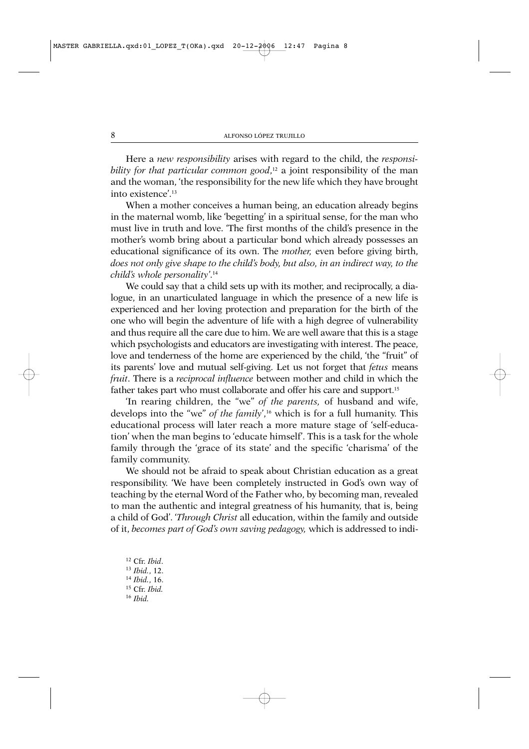Here a *new responsibility* arises with regard to the child, the *responsibility for that particular common good*,[12] a joint responsibility of the man and the woman, 'the responsibility for the new life which they have brought into existence'.[13]

When a mother conceives a human being, an education already begins in the maternal womb, like 'begetting' in a spiritual sense, for the man who must live in truth and love. 'The first months of the child's presence in the mother's womb bring about a particular bond which already possesses an educational significance of its own. The *mother,* even before giving birth, *does not only give shape to the child's body, but also, in an indirect way, to the child's whole personality'*.[14]

We could say that a child sets up with its mother, and reciprocally, a dialogue, in an unarticulated language in which the presence of a new life is experienced and her loving protection and preparation for the birth of the one who will begin the adventure of life with a high degree of vulnerability and thus require all the care due to him. We are well aware that this is a stage which psychologists and educators are investigating with interest. The peace, love and tenderness of the home are experienced by the child, 'the "fruit" of its parents' love and mutual self-giving. Let us not forget that *fetus* means *fruit*. There is a *reciprocal influence* between mother and child in which the father takes part who must collaborate and offer his care and support.[15]

'In rearing children, the "we" *of the parents,* of husband and wife, develops into the "we" *of the family*',[16] which is for a full humanity. This educational process will later reach a more mature stage of 'self-education' when the man begins to 'educate himself'. This is a task for the whole family through the 'grace of its state' and the specific 'charisma' of the family community.

We should not be afraid to speak about Christian education as a great responsibility. 'We have been completely instructed in God's own way of teaching by the eternal Word of the Father who, by becoming man, revealed to man the authentic and integral greatness of his humanity, that is, being a child of God'. '*Through Christ* all education, within the family and outside of it, *becomes part of God's own saving pedagogy,* which is addressed to indi-

[12] Cfr. *Ibid*.
[13] *Ibid.*, 12.
[14] *Ibid.*, 16.
[15] Cfr. *Ibid.*
[16] *Ibid.*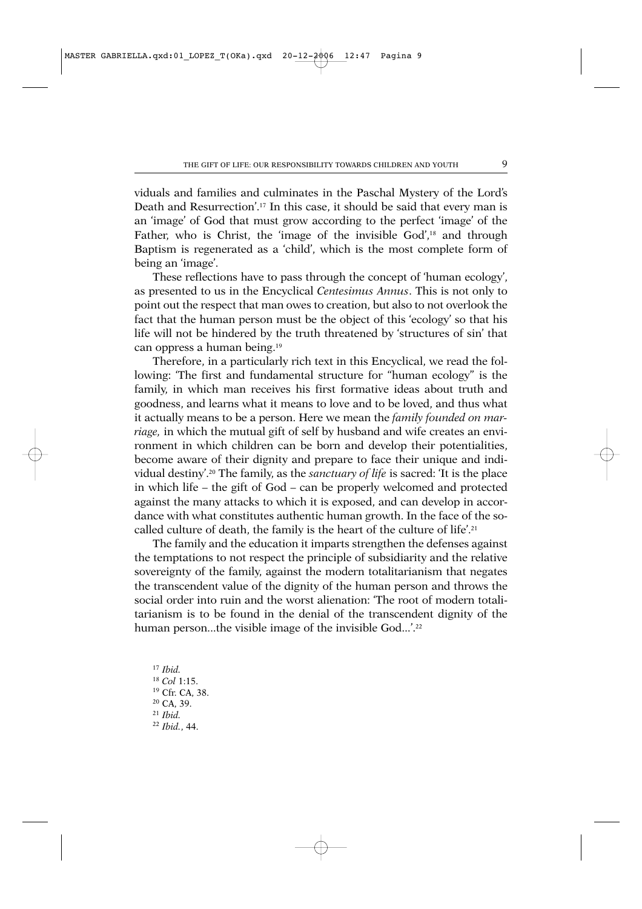viduals and families and culminates in the Paschal Mystery of the Lord's Death and Resurrection'.[17] In this case, it should be said that every man is an 'image' of God that must grow according to the perfect 'image' of the Father, who is Christ, the 'image of the invisible God',[18] and through Baptism is regenerated as a 'child', which is the most complete form of being an 'image'.

These reflections have to pass through the concept of 'human ecology', as presented to us in the Encyclical *Centesimus Annus*. This is not only to point out the respect that man owes to creation, but also to not overlook the fact that the human person must be the object of this 'ecology' so that his life will not be hindered by the truth threatened by 'structures of sin' that can oppress a human being.[19]

Therefore, in a particularly rich text in this Encyclical, we read the following: 'The first and fundamental structure for "human ecology" is the family, in which man receives his first formative ideas about truth and goodness, and learns what it means to love and to be loved, and thus what it actually means to be a person. Here we mean the *family founded on marriage,* in which the mutual gift of self by husband and wife creates an environment in which children can be born and develop their potentialities, become aware of their dignity and prepare to face their unique and individual destiny'.[20] The family, as the *sanctuary of life* is sacred: 'It is the place in which life – the gift of God – can be properly welcomed and protected against the many attacks to which it is exposed, and can develop in accordance with what constitutes authentic human growth. In the face of the so-called culture of death, the family is the heart of the culture of life'.[21]

The family and the education it imparts strengthen the defenses against the temptations to not respect the principle of subsidiarity and the relative sovereignty of the family, against the modern totalitarianism that negates the transcendent value of the dignity of the human person and throws the social order into ruin and the worst alienation: 'The root of modern totalitarianism is to be found in the denial of the transcendent dignity of the human person...the visible image of the invisible God...'.[22]

[17] *Ibid.*
[18] *Col* 1:15.
[19] Cfr. CA, 38.
[20] CA, 39.
[21] *Ibid.*
[22] *Ibid.*, 44.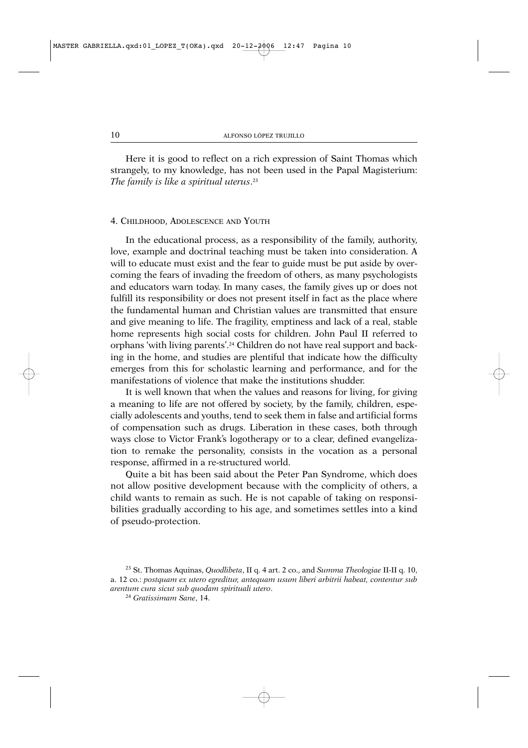Here it is good to reflect on a rich expression of Saint Thomas which strangely, to my knowledge, has not been used in the Papal Magisterium: *The family is like a spiritual uterus*.[23]

## 4. Childhood, Adolescence and Youth

In the educational process, as a responsibility of the family, authority, love, example and doctrinal teaching must be taken into consideration. A will to educate must exist and the fear to guide must be put aside by overcoming the fears of invading the freedom of others, as many psychologists and educators warn today. In many cases, the family gives up or does not fulfill its responsibility or does not present itself in fact as the place where the fundamental human and Christian values are transmitted that ensure and give meaning to life. The fragility, emptiness and lack of a real, stable home represents high social costs for children. John Paul II referred to orphans 'with living parents'.[24] Children do not have real support and backing in the home, and studies are plentiful that indicate how the difficulty emerges from this for scholastic learning and performance, and for the manifestations of violence that make the institutions shudder.

It is well known that when the values and reasons for living, for giving a meaning to life are not offered by society, by the family, children, especially adolescents and youths, tend to seek them in false and artificial forms of compensation such as drugs. Liberation in these cases, both through ways close to Victor Frank's logotherapy or to a clear, defined evangelization to remake the personality, consists in the vocation as a personal response, affirmed in a re-structured world.

Quite a bit has been said about the Peter Pan Syndrome, which does not allow positive development because with the complicity of others, a child wants to remain as such. He is not capable of taking on responsibilities gradually according to his age, and sometimes settles into a kind of pseudo-protection.

---

[23] St. Thomas Aquinas, *Quodlibeta*, II q. 4 art. 2 co., and *Summa Theologiae* II-II q. 10, a. 12 co.: *postquam ex utero egreditur, antequam usum liberi arbitrii habeat, contentur sub arentum cura sicut sub quodam spirituali utero*.

[24] *Gratissimam Sane*, 14.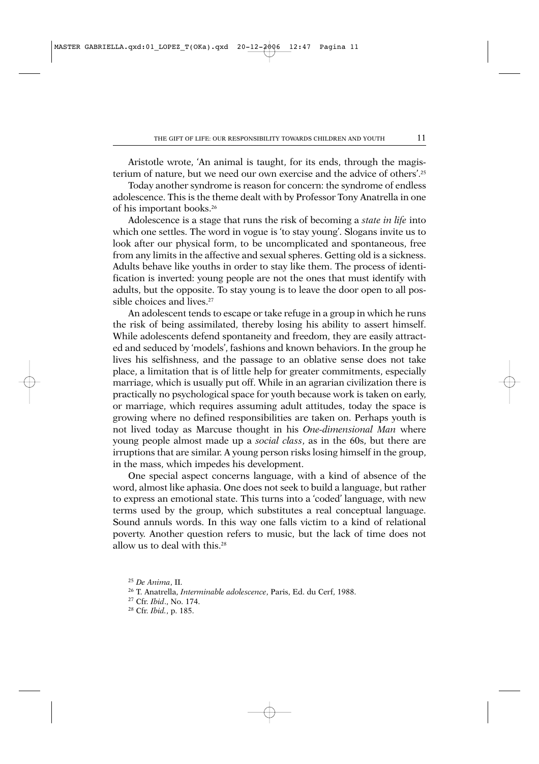Aristotle wrote, 'An animal is taught, for its ends, through the magisterium of nature, but we need our own exercise and the advice of others'.[25]

Today another syndrome is reason for concern: the syndrome of endless adolescence. This is the theme dealt with by Professor Tony Anatrella in one of his important books.[26]

Adolescence is a stage that runs the risk of becoming a *state in life* into which one settles. The word in vogue is 'to stay young'. Slogans invite us to look after our physical form, to be uncomplicated and spontaneous, free from any limits in the affective and sexual spheres. Getting old is a sickness. Adults behave like youths in order to stay like them. The process of identification is inverted: young people are not the ones that must identify with adults, but the opposite. To stay young is to leave the door open to all possible choices and lives.[27]

An adolescent tends to escape or take refuge in a group in which he runs the risk of being assimilated, thereby losing his ability to assert himself. While adolescents defend spontaneity and freedom, they are easily attracted and seduced by 'models', fashions and known behaviors. In the group he lives his selfishness, and the passage to an oblative sense does not take place, a limitation that is of little help for greater commitments, especially marriage, which is usually put off. While in an agrarian civilization there is practically no psychological space for youth because work is taken on early, or marriage, which requires assuming adult attitudes, today the space is growing where no defined responsibilities are taken on. Perhaps youth is not lived today as Marcuse thought in his *One-dimensional Man* where young people almost made up a *social class*, as in the 60s, but there are irruptions that are similar. A young person risks losing himself in the group, in the mass, which impedes his development.

One special aspect concerns language, with a kind of absence of the word, almost like aphasia. One does not seek to build a language, but rather to express an emotional state. This turns into a 'coded' language, with new terms used by the group, which substitutes a real conceptual language. Sound annuls words. In this way one falls victim to a kind of relational poverty. Another question refers to music, but the lack of time does not allow us to deal with this.[28]

[25] *De Anima*, II.

[26] T. Anatrella, *Interminable adolescence*, Paris, Ed. du Cerf, 1988.

[27] Cfr. *Ibid*., No. 174.

[28] Cfr. *Ibid.*, p. 185.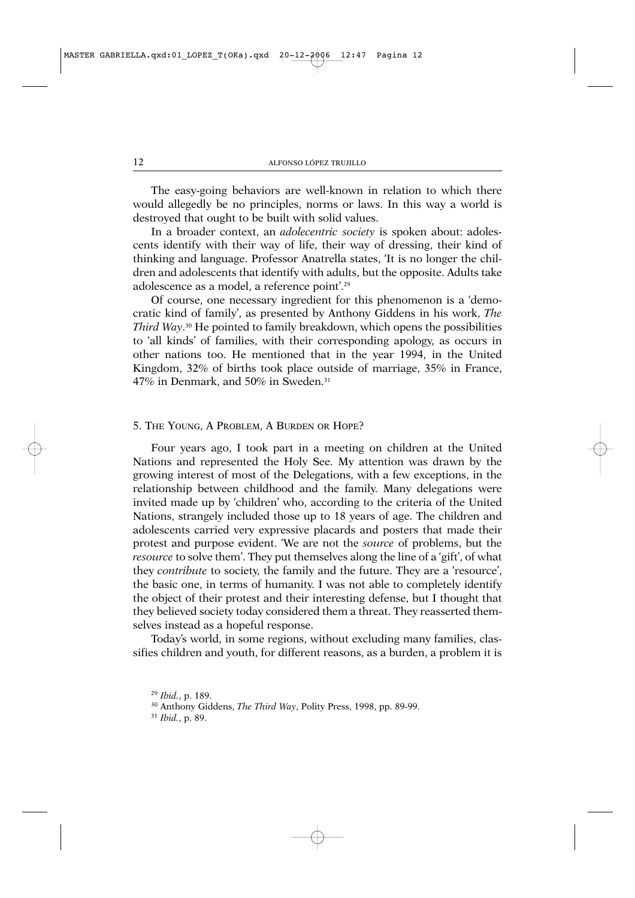The easy-going behaviors are well-known in relation to which there would allegedly be no principles, norms or laws. In this way a world is destroyed that ought to be built with solid values.

In a broader context, an *adolecentric society* is spoken about: adolescents identify with their way of life, their way of dressing, their kind of thinking and language. Professor Anatrella states, 'It is no longer the children and adolescents that identify with adults, but the opposite. Adults take adolescence as a model, a reference point'.[29]

Of course, one necessary ingredient for this phenomenon is a 'democratic kind of family', as presented by Anthony Giddens in his work, *The Third Way*.[30] He pointed to family breakdown, which opens the possibilities to 'all kinds' of families, with their corresponding apology, as occurs in other nations too. He mentioned that in the year 1994, in the United Kingdom, 32% of births took place outside of marriage, 35% in France, 47% in Denmark, and 50% in Sweden.[31]

## 5. The Young, A Problem, A Burden or Hope?

Four years ago, I took part in a meeting on children at the United Nations and represented the Holy See. My attention was drawn by the growing interest of most of the Delegations, with a few exceptions, in the relationship between childhood and the family. Many delegations were invited made up by 'children' who, according to the criteria of the United Nations, strangely included those up to 18 years of age. The children and adolescents carried very expressive placards and posters that made their protest and purpose evident. 'We are not the *source* of problems, but the *resource* to solve them'. They put themselves along the line of a 'gift', of what they *contribute* to society, the family and the future. They are a 'resource', the basic one, in terms of humanity. I was not able to completely identify the object of their protest and their interesting defense, but I thought that they believed society today considered them a threat. They reasserted themselves instead as a hopeful response.

Today's world, in some regions, without excluding many families, classifies children and youth, for different reasons, as a burden, a problem it is

[29] *Ibid.*, p. 189.

[30] Anthony Giddens, *The Third Way*, Polity Press, 1998, pp. 89-99.

[31] *Ibid.*, p. 89.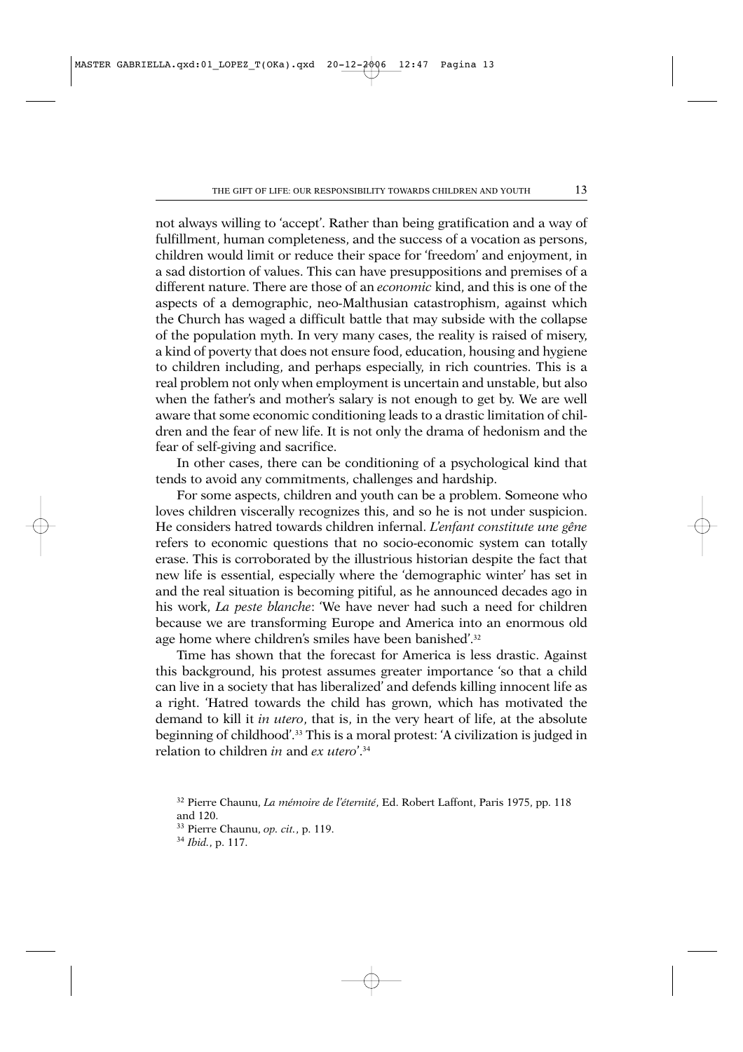not always willing to 'accept'. Rather than being gratification and a way of fulfillment, human completeness, and the success of a vocation as persons, children would limit or reduce their space for 'freedom' and enjoyment, in a sad distortion of values. This can have presuppositions and premises of a different nature. There are those of an *economic* kind, and this is one of the aspects of a demographic, neo-Malthusian catastrophism, against which the Church has waged a difficult battle that may subside with the collapse of the population myth. In very many cases, the reality is raised of misery, a kind of poverty that does not ensure food, education, housing and hygiene to children including, and perhaps especially, in rich countries. This is a real problem not only when employment is uncertain and unstable, but also when the father's and mother's salary is not enough to get by. We are well aware that some economic conditioning leads to a drastic limitation of children and the fear of new life. It is not only the drama of hedonism and the fear of self-giving and sacrifice.

In other cases, there can be conditioning of a psychological kind that tends to avoid any commitments, challenges and hardship.

For some aspects, children and youth can be a problem. Someone who loves children viscerally recognizes this, and so he is not under suspicion. He considers hatred towards children infernal. *L'enfant constitute une gêne* refers to economic questions that no socio-economic system can totally erase. This is corroborated by the illustrious historian despite the fact that new life is essential, especially where the 'demographic winter' has set in and the real situation is becoming pitiful, as he announced decades ago in his work, *La peste blanche*: 'We have never had such a need for children because we are transforming Europe and America into an enormous old age home where children's smiles have been banished'.[32]

Time has shown that the forecast for America is less drastic. Against this background, his protest assumes greater importance 'so that a child can live in a society that has liberalized' and defends killing innocent life as a right. 'Hatred towards the child has grown, which has motivated the demand to kill it *in utero*, that is, in the very heart of life, at the absolute beginning of childhood'.[33] This is a moral protest: 'A civilization is judged in relation to children *in* and *ex utero*'.[34]

[32] Pierre Chaunu, *La mémoire de l'éternité*, Ed. Robert Laffont, Paris 1975, pp. 118 and 120.

[33] Pierre Chaunu, *op. cit.*, p. 119.

[34] *Ibid.*, p. 117.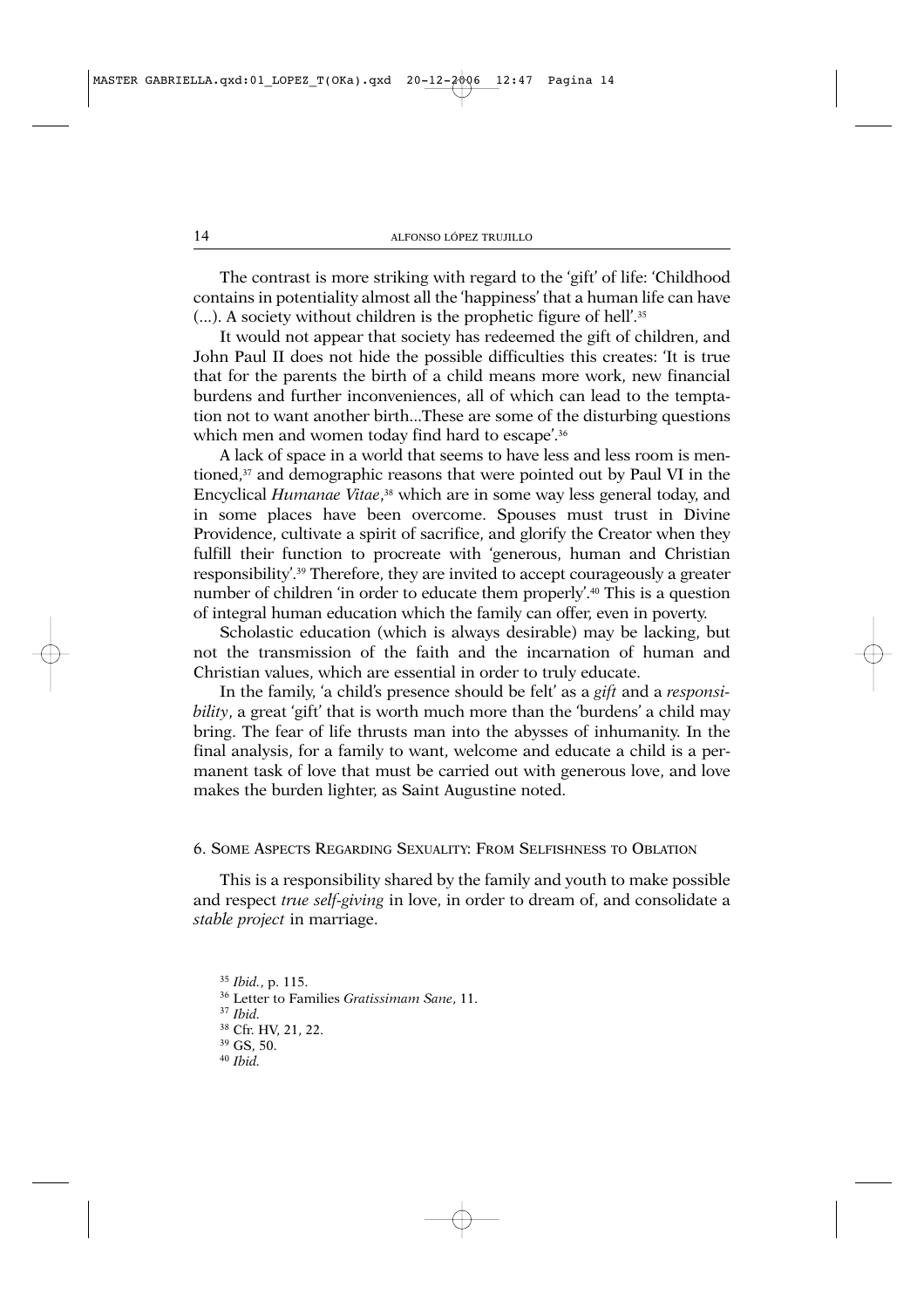The contrast is more striking with regard to the 'gift' of life: 'Childhood contains in potentiality almost all the 'happiness' that a human life can have (...). A society without children is the prophetic figure of hell'.[35]

It would not appear that society has redeemed the gift of children, and John Paul II does not hide the possible difficulties this creates: 'It is true that for the parents the birth of a child means more work, new financial burdens and further inconveniences, all of which can lead to the temptation not to want another birth...These are some of the disturbing questions which men and women today find hard to escape'.[36]

A lack of space in a world that seems to have less and less room is mentioned,[37] and demographic reasons that were pointed out by Paul VI in the Encyclical *Humanae Vitae*,[38] which are in some way less general today, and in some places have been overcome. Spouses must trust in Divine Providence, cultivate a spirit of sacrifice, and glorify the Creator when they fulfill their function to procreate with 'generous, human and Christian responsibility'.[39] Therefore, they are invited to accept courageously a greater number of children 'in order to educate them properly'.[40] This is a question of integral human education which the family can offer, even in poverty.

Scholastic education (which is always desirable) may be lacking, but not the transmission of the faith and the incarnation of human and Christian values, which are essential in order to truly educate.

In the family, 'a child's presence should be felt' as a *gift* and a *responsibility*, a great 'gift' that is worth much more than the 'burdens' a child may bring. The fear of life thrusts man into the abysses of inhumanity. In the final analysis, for a family to want, welcome and educate a child is a permanent task of love that must be carried out with generous love, and love makes the burden lighter, as Saint Augustine noted.

## 6. Some Aspects Regarding Sexuality: From Selfishness to Oblation

This is a responsibility shared by the family and youth to make possible and respect *true self-giving* in love, in order to dream of, and consolidate a *stable project* in marriage.

[35] *Ibid.*, p. 115.
[36] Letter to Families *Gratissimam Sane*, 11.
[37] *Ibid.*
[38] Cfr. HV, 21, 22.
[39] GS, 50.
[40] *Ibid.*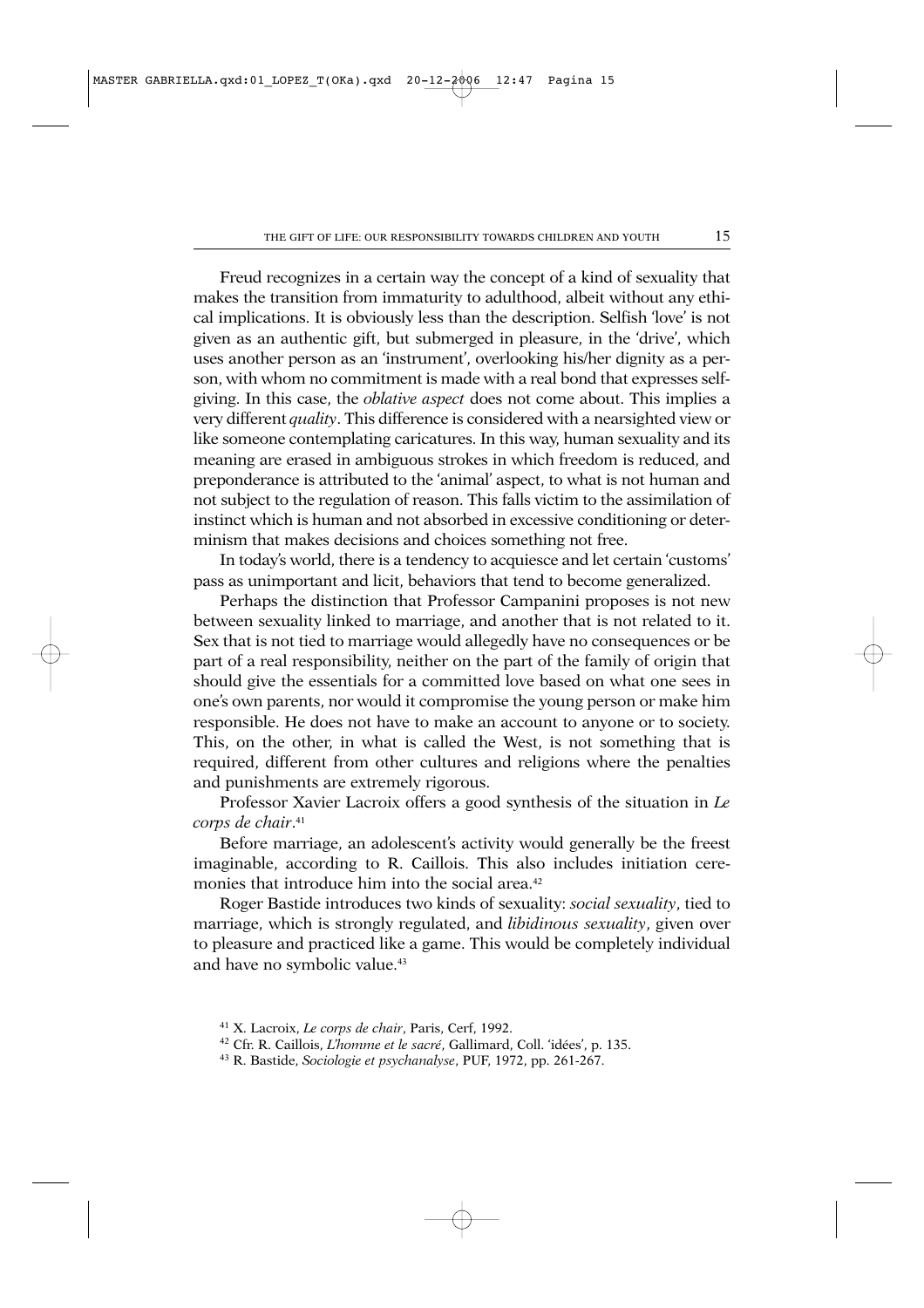Freud recognizes in a certain way the concept of a kind of sexuality that makes the transition from immaturity to adulthood, albeit without any ethical implications. It is obviously less than the description. Selfish 'love' is not given as an authentic gift, but submerged in pleasure, in the 'drive', which uses another person as an 'instrument', overlooking his/her dignity as a person, with whom no commitment is made with a real bond that expresses self-giving. In this case, the *oblative aspect* does not come about. This implies a very different *quality*. This difference is considered with a nearsighted view or like someone contemplating caricatures. In this way, human sexuality and its meaning are erased in ambiguous strokes in which freedom is reduced, and preponderance is attributed to the 'animal' aspect, to what is not human and not subject to the regulation of reason. This falls victim to the assimilation of instinct which is human and not absorbed in excessive conditioning or determinism that makes decisions and choices something not free.

In today's world, there is a tendency to acquiesce and let certain 'customs' pass as unimportant and licit, behaviors that tend to become generalized.

Perhaps the distinction that Professor Campanini proposes is not new between sexuality linked to marriage, and another that is not related to it. Sex that is not tied to marriage would allegedly have no consequences or be part of a real responsibility, neither on the part of the family of origin that should give the essentials for a committed love based on what one sees in one's own parents, nor would it compromise the young person or make him responsible. He does not have to make an account to anyone or to society. This, on the other, in what is called the West, is not something that is required, different from other cultures and religions where the penalties and punishments are extremely rigorous.

Professor Xavier Lacroix offers a good synthesis of the situation in *Le corps de chair*.[41]

Before marriage, an adolescent's activity would generally be the freest imaginable, according to R. Caillois. This also includes initiation ceremonies that introduce him into the social area.[42]

Roger Bastide introduces two kinds of sexuality: *social sexuality*, tied to marriage, which is strongly regulated, and *libidinous sexuality*, given over to pleasure and practiced like a game. This would be completely individual and have no symbolic value.[43]

[41] X. Lacroix, *Le corps de chair*, Paris, Cerf, 1992.

[42] Cfr. R. Caillois, *L'homme et le sacré*, Gallimard, Coll. 'idées', p. 135.

[43] R. Bastide, *Sociologie et psychanalyse*, PUF, 1972, pp. 261-267.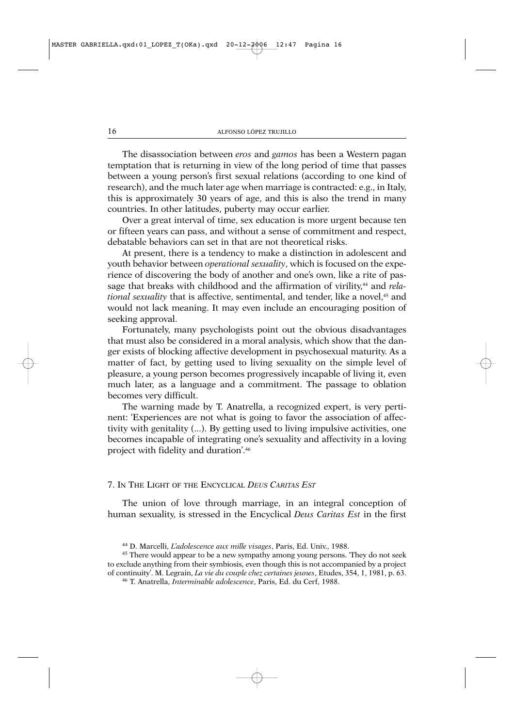The disassociation between *eros* and *gamos* has been a Western pagan temptation that is returning in view of the long period of time that passes between a young person's first sexual relations (according to one kind of research), and the much later age when marriage is contracted: e.g., in Italy, this is approximately 30 years of age, and this is also the trend in many countries. In other latitudes, puberty may occur earlier.

Over a great interval of time, sex education is more urgent because ten or fifteen years can pass, and without a sense of commitment and respect, debatable behaviors can set in that are not theoretical risks.

At present, there is a tendency to make a distinction in adolescent and youth behavior between *operational sexuality*, which is focused on the experience of discovering the body of another and one's own, like a rite of passage that breaks with childhood and the affirmation of virility,[44] and *relational sexuality* that is affective, sentimental, and tender, like a novel,[45] and would not lack meaning. It may even include an encouraging position of seeking approval.

Fortunately, many psychologists point out the obvious disadvantages that must also be considered in a moral analysis, which show that the danger exists of blocking affective development in psychosexual maturity. As a matter of fact, by getting used to living sexuality on the simple level of pleasure, a young person becomes progressively incapable of living it, even much later, as a language and a commitment. The passage to oblation becomes very difficult.

The warning made by T. Anatrella, a recognized expert, is very pertinent: 'Experiences are not what is going to favor the association of affectivity with genitality (...). By getting used to living impulsive activities, one becomes incapable of integrating one's sexuality and affectivity in a loving project with fidelity and duration'.[46]

## 7. In The Light of the Encyclical *Deus Caritas Est*

The union of love through marriage, in an integral conception of human sexuality, is stressed in the Encyclical *Deus Caritas Est* in the first

---

[44] D. Marcelli, *L'adolescence aux mille visages*, Paris, Ed. Univ., 1988.

[45] There would appear to be a new sympathy among young persons. 'They do not seek to exclude anything from their symbiosis, even though this is not accompanied by a project of continuity'. M. Legrain, *La vie du couple chez certaines jeunes*, Etudes, 354, 1, 1981, p. 63.

[46] T. Anatrella, *Interminable adolescence*, Paris, Ed. du Cerf, 1988.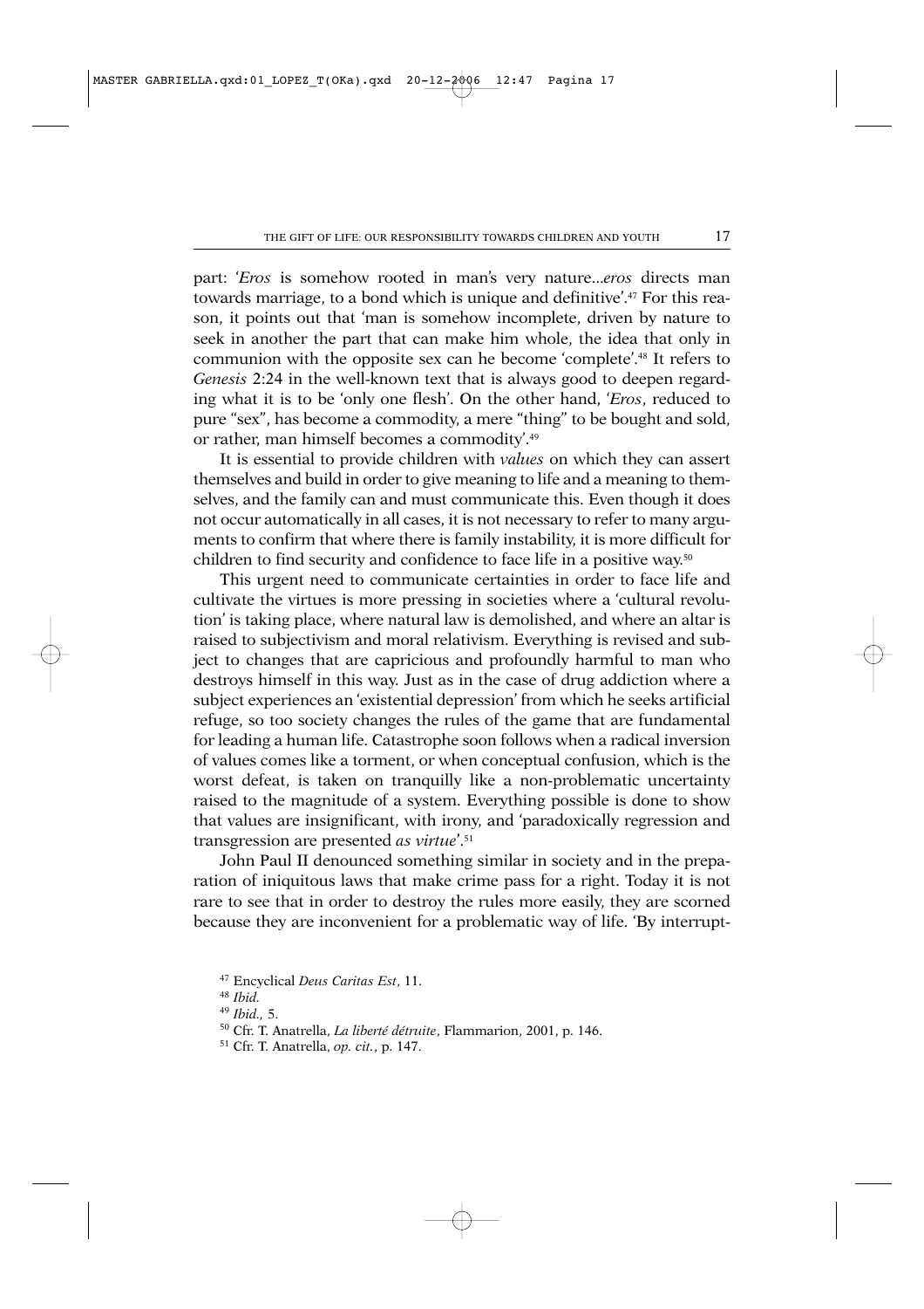part: '*Eros* is somehow rooted in man's very nature...*eros* directs man towards marriage, to a bond which is unique and definitive'.[47] For this reason, it points out that 'man is somehow incomplete, driven by nature to seek in another the part that can make him whole, the idea that only in communion with the opposite sex can he become 'complete'.[48] It refers to *Genesis* 2:24 in the well-known text that is always good to deepen regarding what it is to be 'only one flesh'. On the other hand, '*Eros*, reduced to pure "sex", has become a commodity, a mere "thing" to be bought and sold, or rather, man himself becomes a commodity'.[49]

It is essential to provide children with *values* on which they can assert themselves and build in order to give meaning to life and a meaning to themselves, and the family can and must communicate this. Even though it does not occur automatically in all cases, it is not necessary to refer to many arguments to confirm that where there is family instability, it is more difficult for children to find security and confidence to face life in a positive way.[50]

This urgent need to communicate certainties in order to face life and cultivate the virtues is more pressing in societies where a 'cultural revolution' is taking place, where natural law is demolished, and where an altar is raised to subjectivism and moral relativism. Everything is revised and subject to changes that are capricious and profoundly harmful to man who destroys himself in this way. Just as in the case of drug addiction where a subject experiences an 'existential depression' from which he seeks artificial refuge, so too society changes the rules of the game that are fundamental for leading a human life. Catastrophe soon follows when a radical inversion of values comes like a torment, or when conceptual confusion, which is the worst defeat, is taken on tranquilly like a non-problematic uncertainty raised to the magnitude of a system. Everything possible is done to show that values are insignificant, with irony, and 'paradoxically regression and transgression are presented *as virtue*'.[51]

John Paul II denounced something similar in society and in the preparation of iniquitous laws that make crime pass for a right. Today it is not rare to see that in order to destroy the rules more easily, they are scorned because they are inconvenient for a problematic way of life. 'By interrupt-

[47] Encyclical *Deus Caritas Est*, 11.

[48] *Ibid.*

[49] *Ibid.*, 5.

[50] Cfr. T. Anatrella, *La liberté détruite*, Flammarion, 2001, p. 146.

[51] Cfr. T. Anatrella, *op. cit.*, p. 147.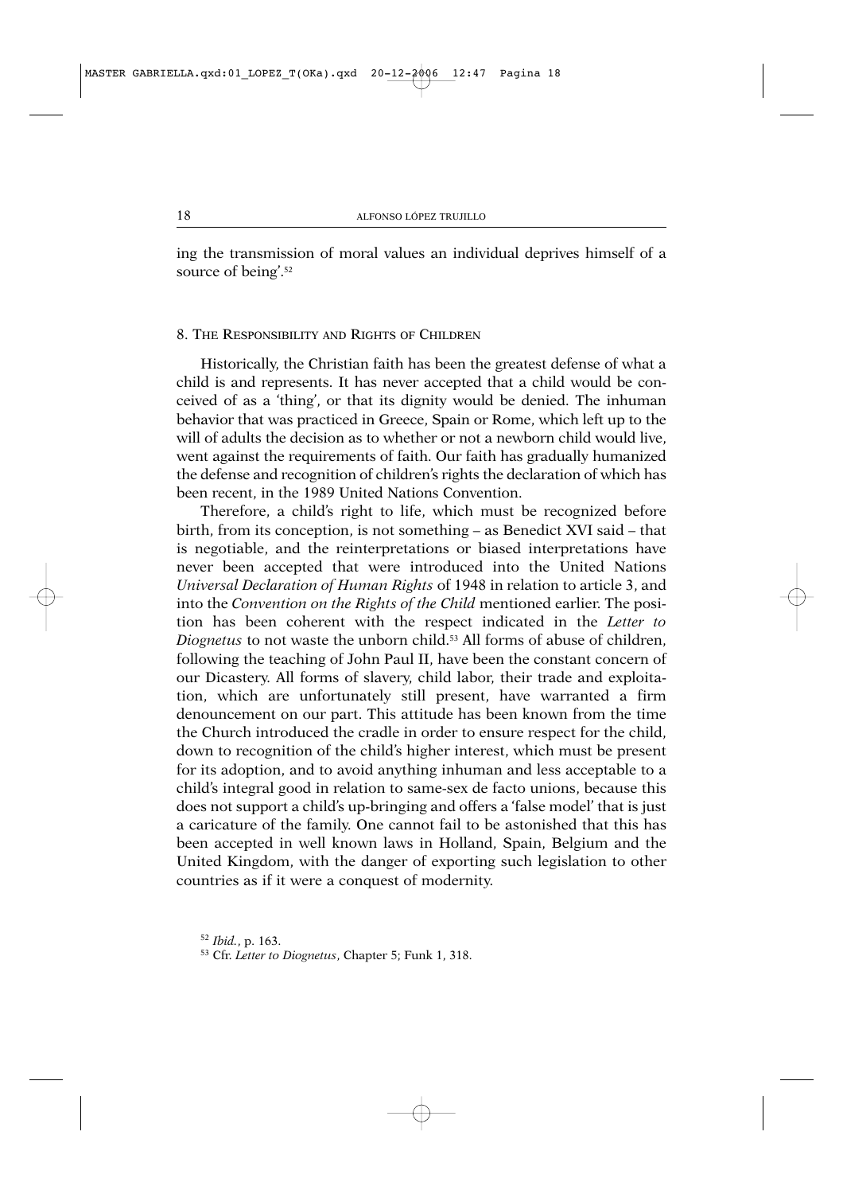ing the transmission of moral values an individual deprives himself of a source of being'.[52]

## 8. The Responsibility and Rights of Children

Historically, the Christian faith has been the greatest defense of what a child is and represents. It has never accepted that a child would be conceived of as a 'thing', or that its dignity would be denied. The inhuman behavior that was practiced in Greece, Spain or Rome, which left up to the will of adults the decision as to whether or not a newborn child would live, went against the requirements of faith. Our faith has gradually humanized the defense and recognition of children's rights the declaration of which has been recent, in the 1989 United Nations Convention.

Therefore, a child's right to life, which must be recognized before birth, from its conception, is not something – as Benedict XVI said – that is negotiable, and the reinterpretations or biased interpretations have never been accepted that were introduced into the United Nations *Universal Declaration of Human Rights* of 1948 in relation to article 3, and into the *Convention on the Rights of the Child* mentioned earlier. The position has been coherent with the respect indicated in the *Letter to Diognetus* to not waste the unborn child.[53] All forms of abuse of children, following the teaching of John Paul II, have been the constant concern of our Dicastery. All forms of slavery, child labor, their trade and exploitation, which are unfortunately still present, have warranted a firm denouncement on our part. This attitude has been known from the time the Church introduced the cradle in order to ensure respect for the child, down to recognition of the child's higher interest, which must be present for its adoption, and to avoid anything inhuman and less acceptable to a child's integral good in relation to same-sex de facto unions, because this does not support a child's up-bringing and offers a 'false model' that is just a caricature of the family. One cannot fail to be astonished that this has been accepted in well known laws in Holland, Spain, Belgium and the United Kingdom, with the danger of exporting such legislation to other countries as if it were a conquest of modernity.

[52] *Ibid.*, p. 163.

[53] Cfr. *Letter to Diognetus*, Chapter 5; Funk 1, 318.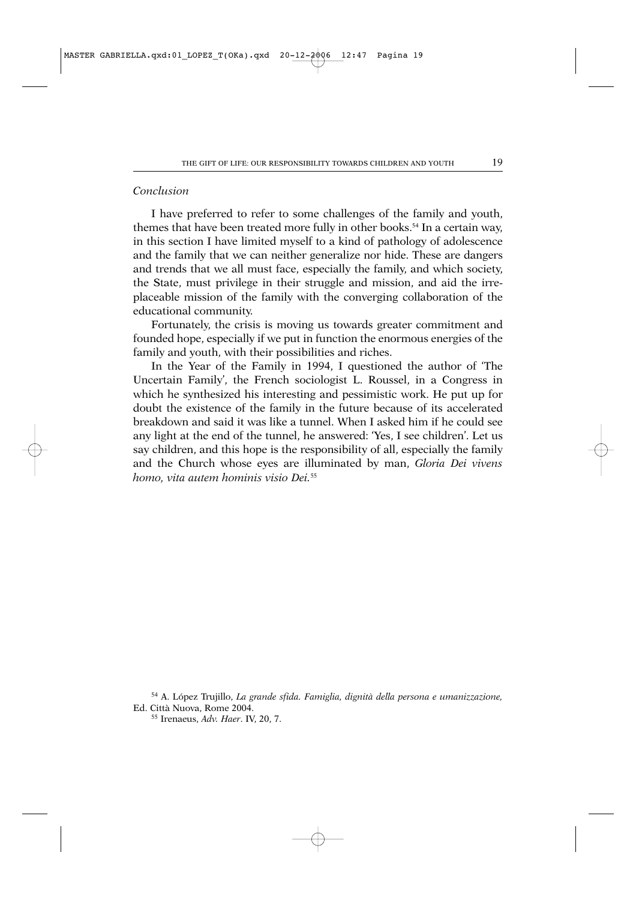*Conclusion*

I have preferred to refer to some challenges of the family and youth, themes that have been treated more fully in other books.[54] In a certain way, in this section I have limited myself to a kind of pathology of adolescence and the family that we can neither generalize nor hide. These are dangers and trends that we all must face, especially the family, and which society, the State, must privilege in their struggle and mission, and aid the irreplaceable mission of the family with the converging collaboration of the educational community.

Fortunately, the crisis is moving us towards greater commitment and founded hope, especially if we put in function the enormous energies of the family and youth, with their possibilities and riches.

In the Year of the Family in 1994, I questioned the author of 'The Uncertain Family', the French sociologist L. Roussel, in a Congress in which he synthesized his interesting and pessimistic work. He put up for doubt the existence of the family in the future because of its accelerated breakdown and said it was like a tunnel. When I asked him if he could see any light at the end of the tunnel, he answered: 'Yes, I see children'. Let us say children, and this hope is the responsibility of all, especially the family and the Church whose eyes are illuminated by man, *Gloria Dei vivens homo, vita autem hominis visio Dei.*[55]

---

[54] A. López Trujillo, *La grande sfida. Famiglia, dignità della persona e umanizzazione*, Ed. Città Nuova, Rome 2004.

[55] Irenaeus, *Adv. Haer*. IV, 20, 7.